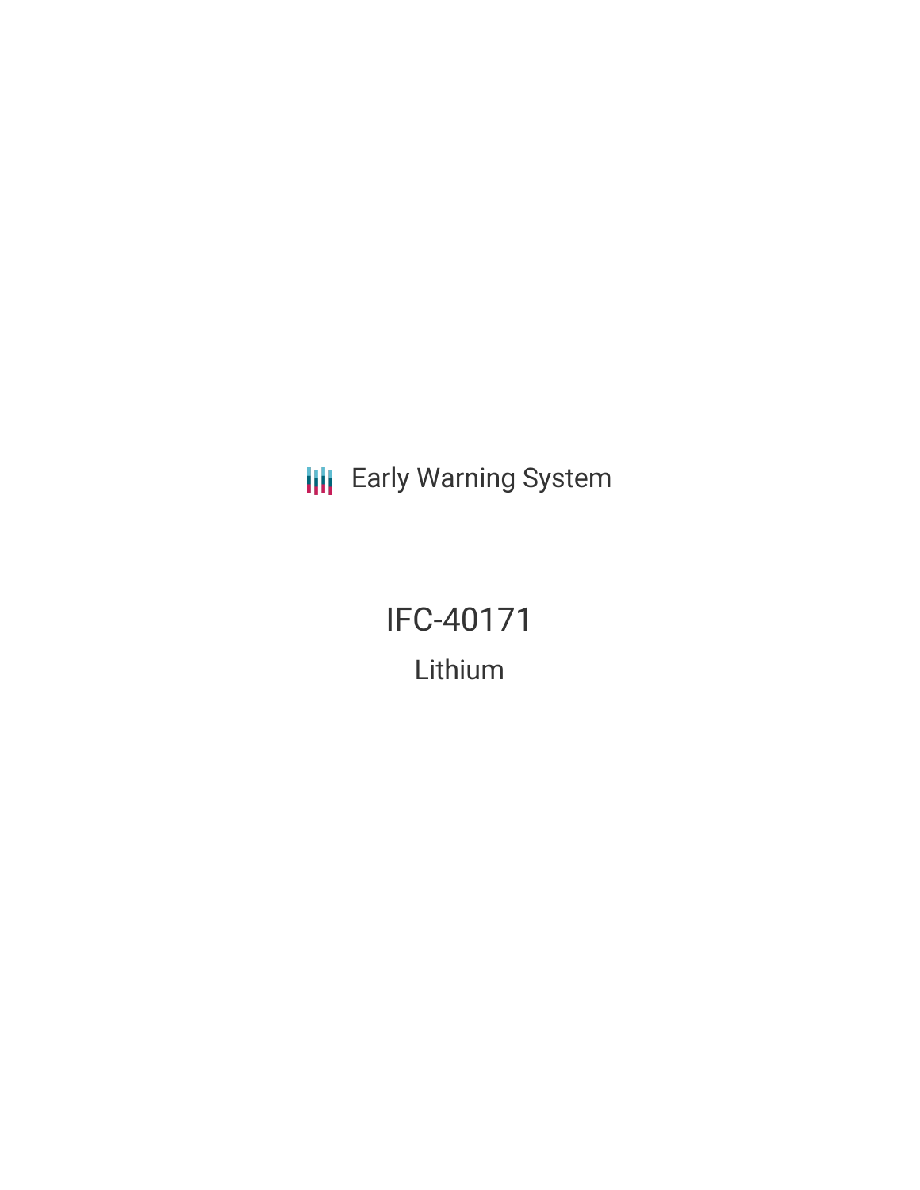Early Warning System

# IFC-40171

## Lithium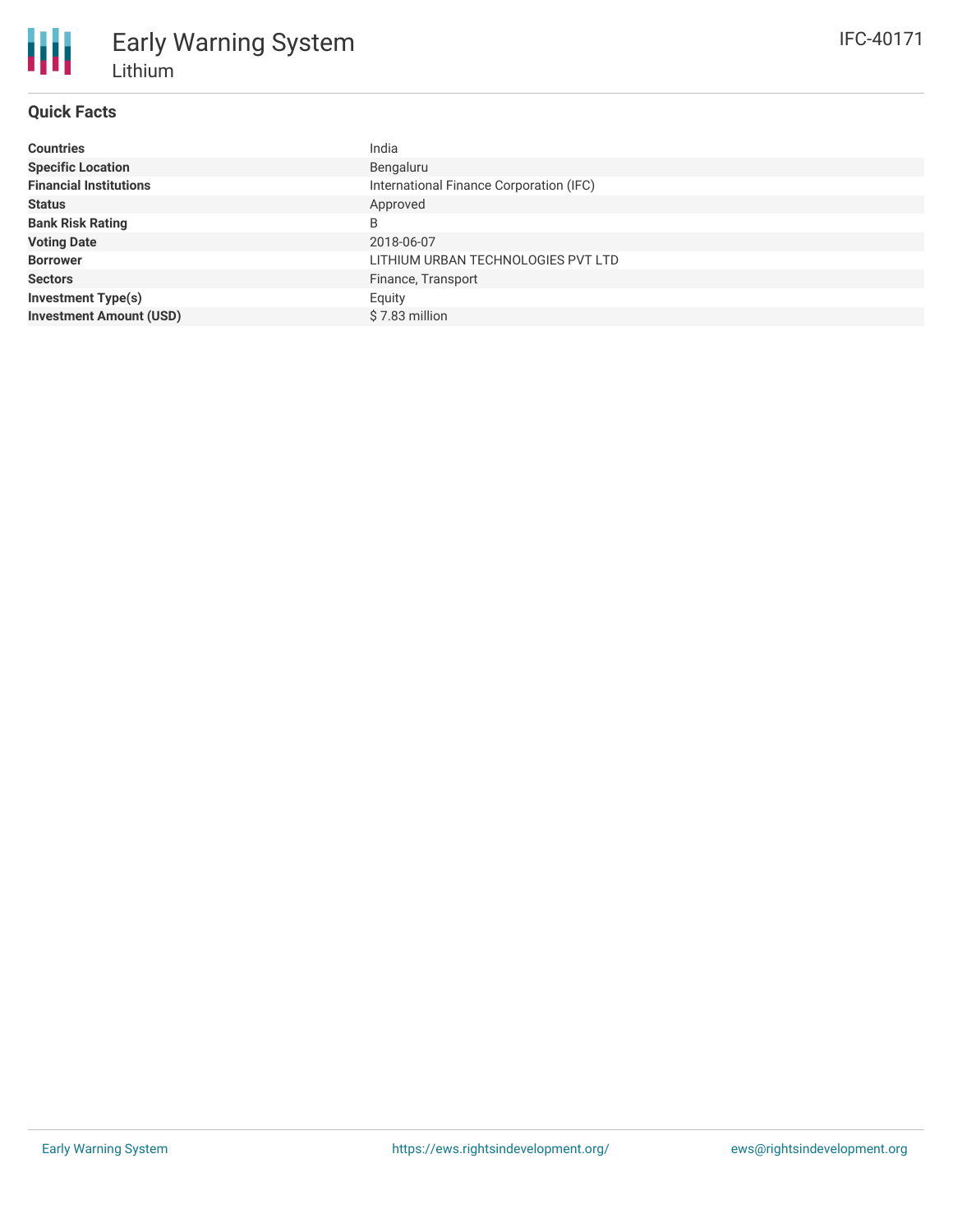# Early Warning System

## Lithium

IFC-40171

### Quick Facts

| | |
|---|---|
| **Countries** | India |
| **Specific Location** | Bengaluru |
| **Financial Institutions** | International Finance Corporation (IFC) |
| **Status** | Approved |
| **Bank Risk Rating** | B |
| **Voting Date** | 2018-06-07 |
| **Borrower** | LITHIUM URBAN TECHNOLOGIES PVT LTD |
| **Sectors** | Finance, Transport |
| **Investment Type(s)** | Equity |
| **Investment Amount (USD)** | $ 7.83 million |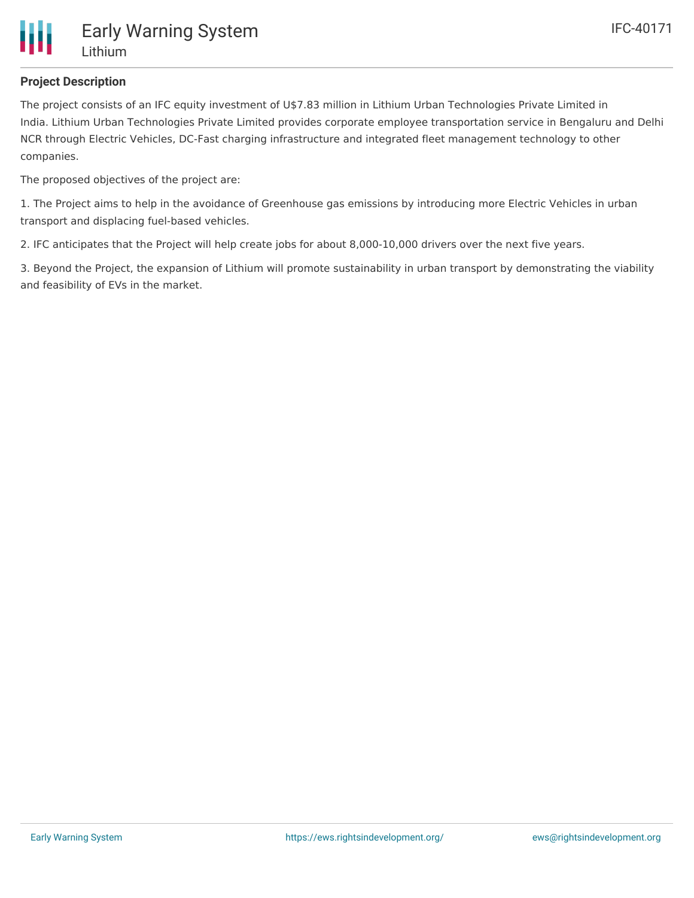**Project Description**

The project consists of an IFC equity investment of U$7.83 million in Lithium Urban Technologies Private Limited in India. Lithium Urban Technologies Private Limited provides corporate employee transportation service in Bengaluru and Delhi NCR through Electric Vehicles, DC-Fast charging infrastructure and integrated fleet management technology to other companies.

The proposed objectives of the project are:

1. The Project aims to help in the avoidance of Greenhouse gas emissions by introducing more Electric Vehicles in urban transport and displacing fuel-based vehicles.

2. IFC anticipates that the Project will help create jobs for about 8,000-10,000 drivers over the next five years.

3. Beyond the Project, the expansion of Lithium will promote sustainability in urban transport by demonstrating the viability and feasibility of EVs in the market.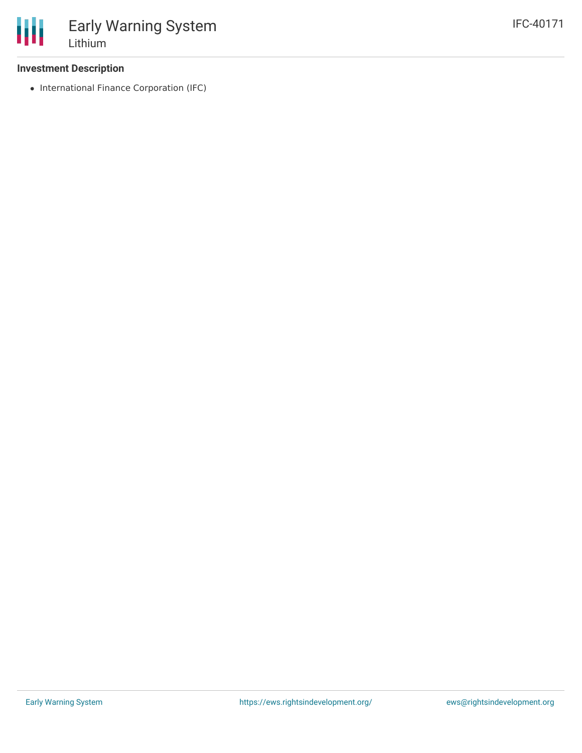### Investment Description

- International Finance Corporation (IFC)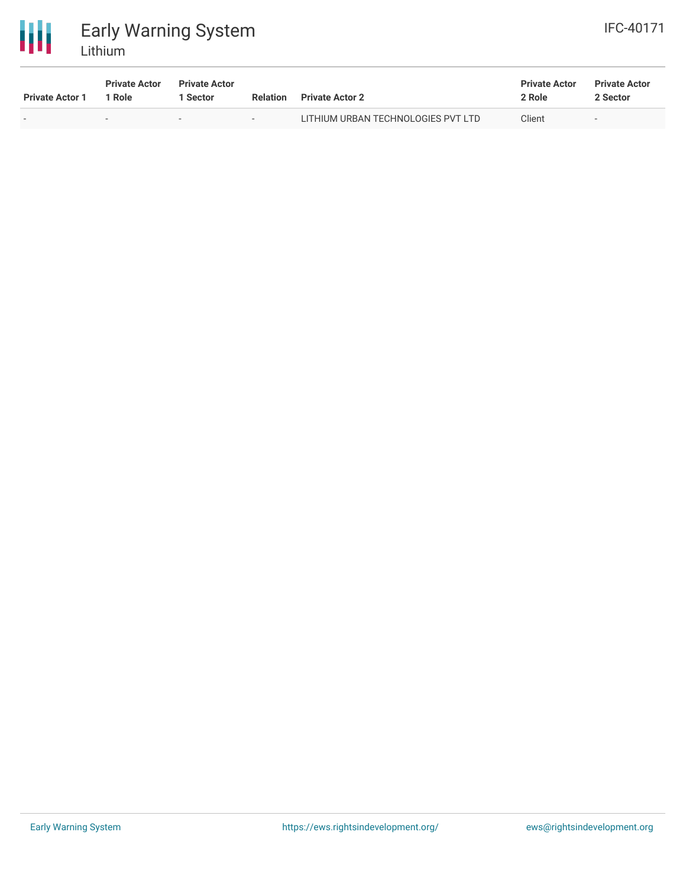| Private Actor 1 | Private Actor 1 Role | Private Actor 1 Sector | Relation | Private Actor 2 | Private Actor 2 Role | Private Actor 2 Sector |
|---|---|---|---|---|---|---|
| - | - | - | - | LITHIUM URBAN TECHNOLOGIES PVT LTD | Client | - |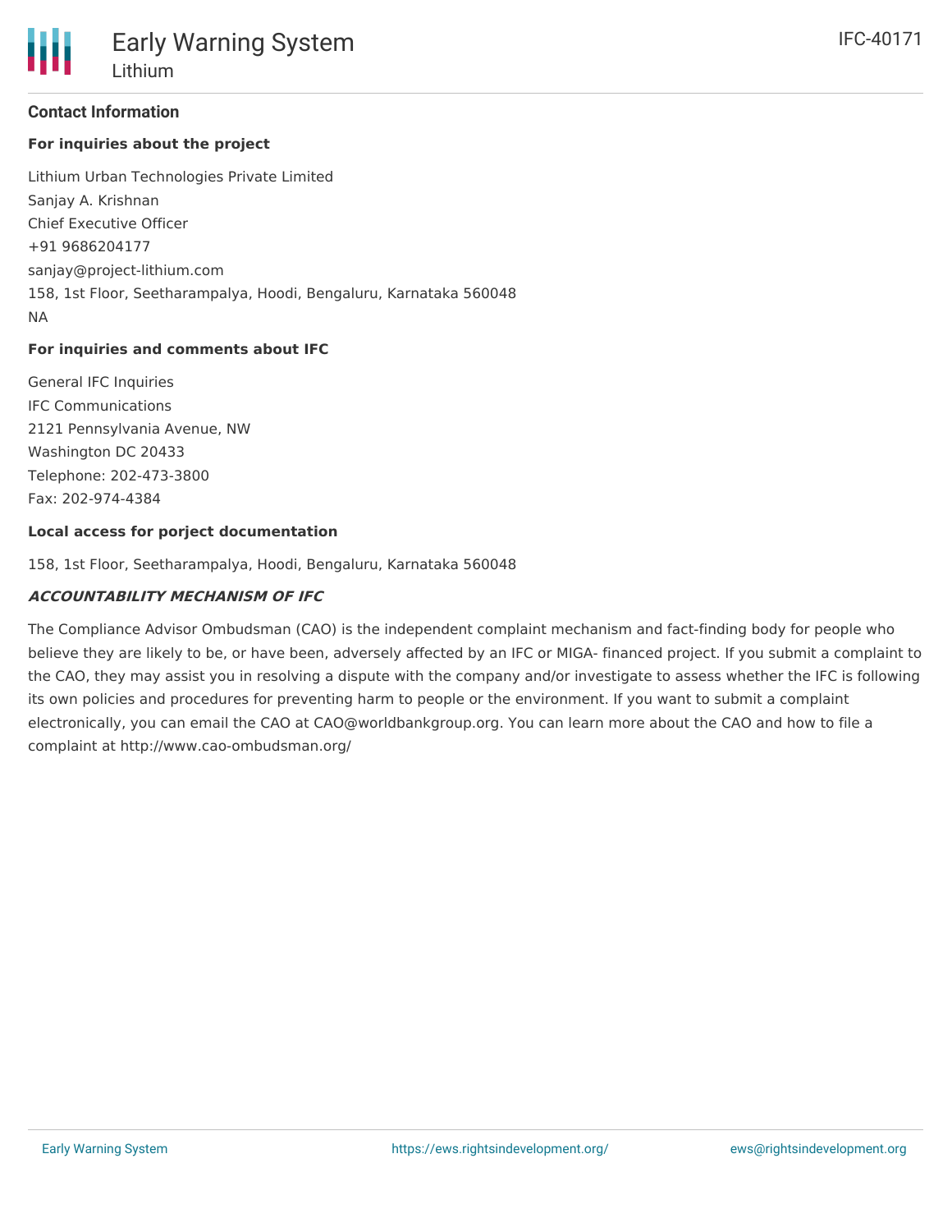## Contact Information

**For inquiries about the project**

Lithium Urban Technologies Private Limited
Sanjay A. Krishnan
Chief Executive Officer
+91 9686204177
sanjay@project-lithium.com
158, 1st Floor, Seetharampalya, Hoodi, Bengaluru, Karnataka 560048
NA

**For inquiries and comments about IFC**

General IFC Inquiries
IFC Communications
2121 Pennsylvania Avenue, NW
Washington DC 20433
Telephone: 202-473-3800
Fax: 202-974-4384

**Local access for porject documentation**

158, 1st Floor, Seetharampalya, Hoodi, Bengaluru, Karnataka 560048

***ACCOUNTABILITY MECHANISM OF IFC***

The Compliance Advisor Ombudsman (CAO) is the independent complaint mechanism and fact-finding body for people who believe they are likely to be, or have been, adversely affected by an IFC or MIGA- financed project. If you submit a complaint to the CAO, they may assist you in resolving a dispute with the company and/or investigate to assess whether the IFC is following its own policies and procedures for preventing harm to people or the environment. If you want to submit a complaint electronically, you can email the CAO at CAO@worldbankgroup.org. You can learn more about the CAO and how to file a complaint at http://www.cao-ombudsman.org/